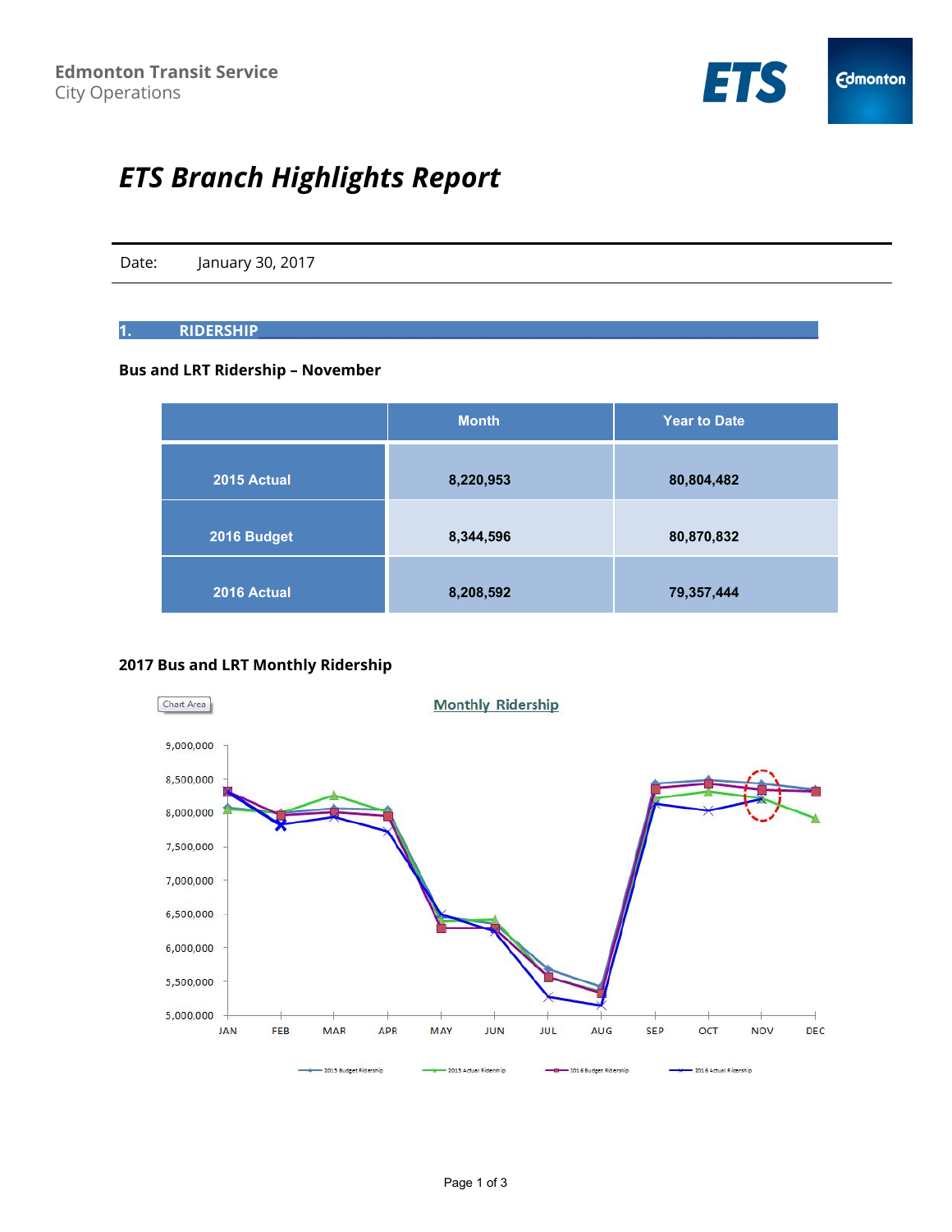Edmonton Transit Service
City Operations

# *ETS Branch Highlights Report*

Date: January 30, 2017

## 1. RIDERSHIP

### Bus and LRT Ridership – November

| | Month | Year to Date |
|---|---|---|
| 2015 Actual | 8,220,953 | 80,804,482 |
| 2016 Budget | 8,344,596 | 80,870,832 |
| 2016 Actual | 8,208,592 | 79,357,444 |

### 2017 Bus and LRT Monthly Ridership

Monthly Ridership

2015 Budget Ridership — 2015 Actual Ridership — 2016 Budget Ridership — 2016 Actual Ridership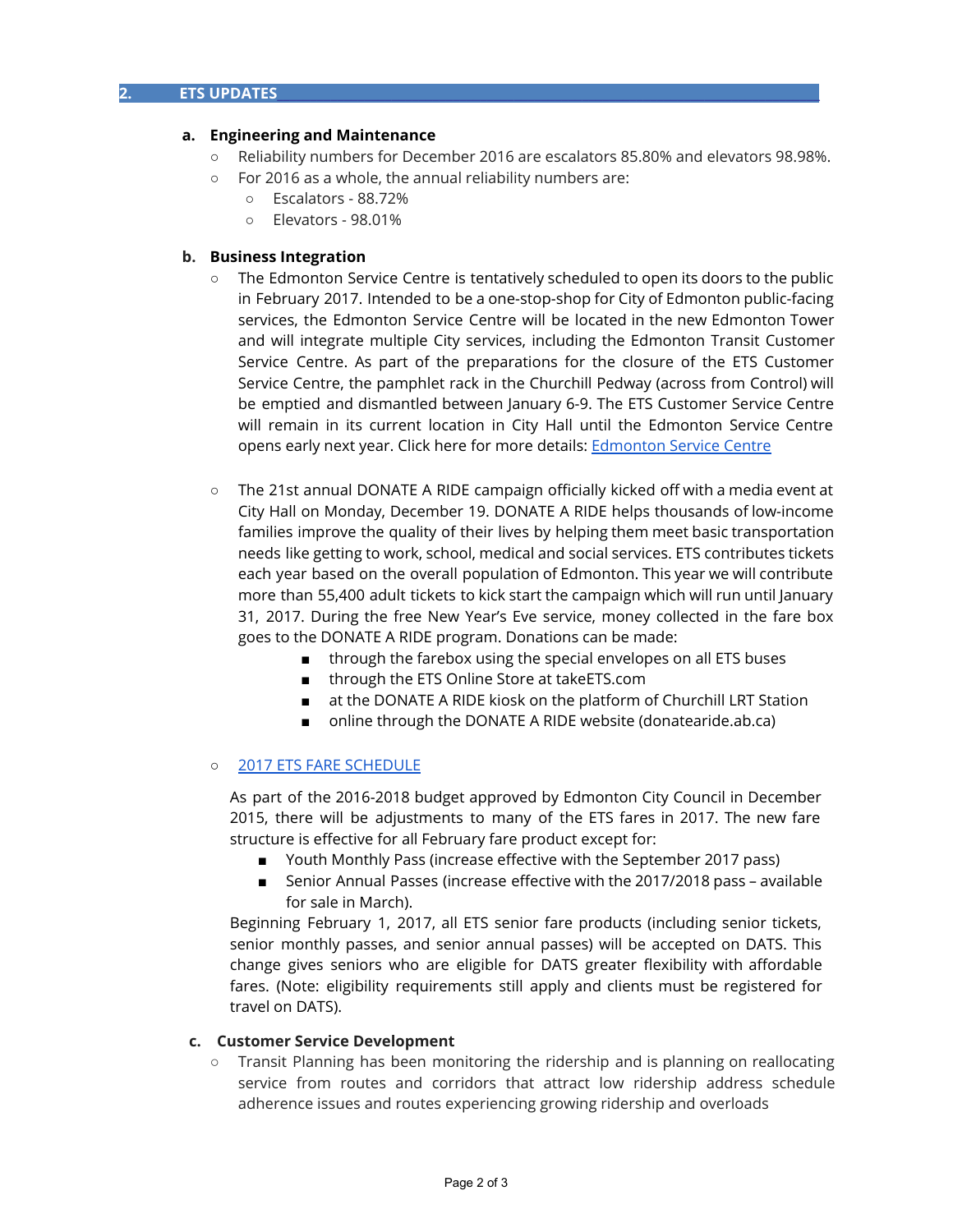## 2. ETS UPDATES

### a. Engineering and Maintenance

- Reliability numbers for December 2016 are escalators 85.80% and elevators 98.98%.
- For 2016 as a whole, the annual reliability numbers are:
  - Escalators - 88.72%
  - Elevators - 98.01%

### b. Business Integration

- The Edmonton Service Centre is tentatively scheduled to open its doors to the public in February 2017. Intended to be a one-stop-shop for City of Edmonton public-facing services, the Edmonton Service Centre will be located in the new Edmonton Tower and will integrate multiple City services, including the Edmonton Transit Customer Service Centre. As part of the preparations for the closure of the ETS Customer Service Centre, the pamphlet rack in the Churchill Pedway (across from Control) will be emptied and dismantled between January 6-9. The ETS Customer Service Centre will remain in its current location in City Hall until the Edmonton Service Centre opens early next year. Click here for more details: Edmonton Service Centre

- The 21st annual DONATE A RIDE campaign officially kicked off with a media event at City Hall on Monday, December 19. DONATE A RIDE helps thousands of low-income families improve the quality of their lives by helping them meet basic transportation needs like getting to work, school, medical and social services. ETS contributes tickets each year based on the overall population of Edmonton. This year we will contribute more than 55,400 adult tickets to kick start the campaign which will run until January 31, 2017. During the free New Year's Eve service, money collected in the fare box goes to the DONATE A RIDE program. Donations can be made:
  - through the farebox using the special envelopes on all ETS buses
  - through the ETS Online Store at takeETS.com
  - at the DONATE A RIDE kiosk on the platform of Churchill LRT Station
  - online through the DONATE A RIDE website (donatearide.ab.ca)

- 2017 ETS FARE SCHEDULE

  As part of the 2016-2018 budget approved by Edmonton City Council in December 2015, there will be adjustments to many of the ETS fares in 2017. The new fare structure is effective for all February fare product except for:
  - Youth Monthly Pass (increase effective with the September 2017 pass)
  - Senior Annual Passes (increase effective with the 2017/2018 pass – available for sale in March).

  Beginning February 1, 2017, all ETS senior fare products (including senior tickets, senior monthly passes, and senior annual passes) will be accepted on DATS. This change gives seniors who are eligible for DATS greater flexibility with affordable fares. (Note: eligibility requirements still apply and clients must be registered for travel on DATS).

### c. Customer Service Development

- Transit Planning has been monitoring the ridership and is planning on reallocating service from routes and corridors that attract low ridership address schedule adherence issues and routes experiencing growing ridership and overloads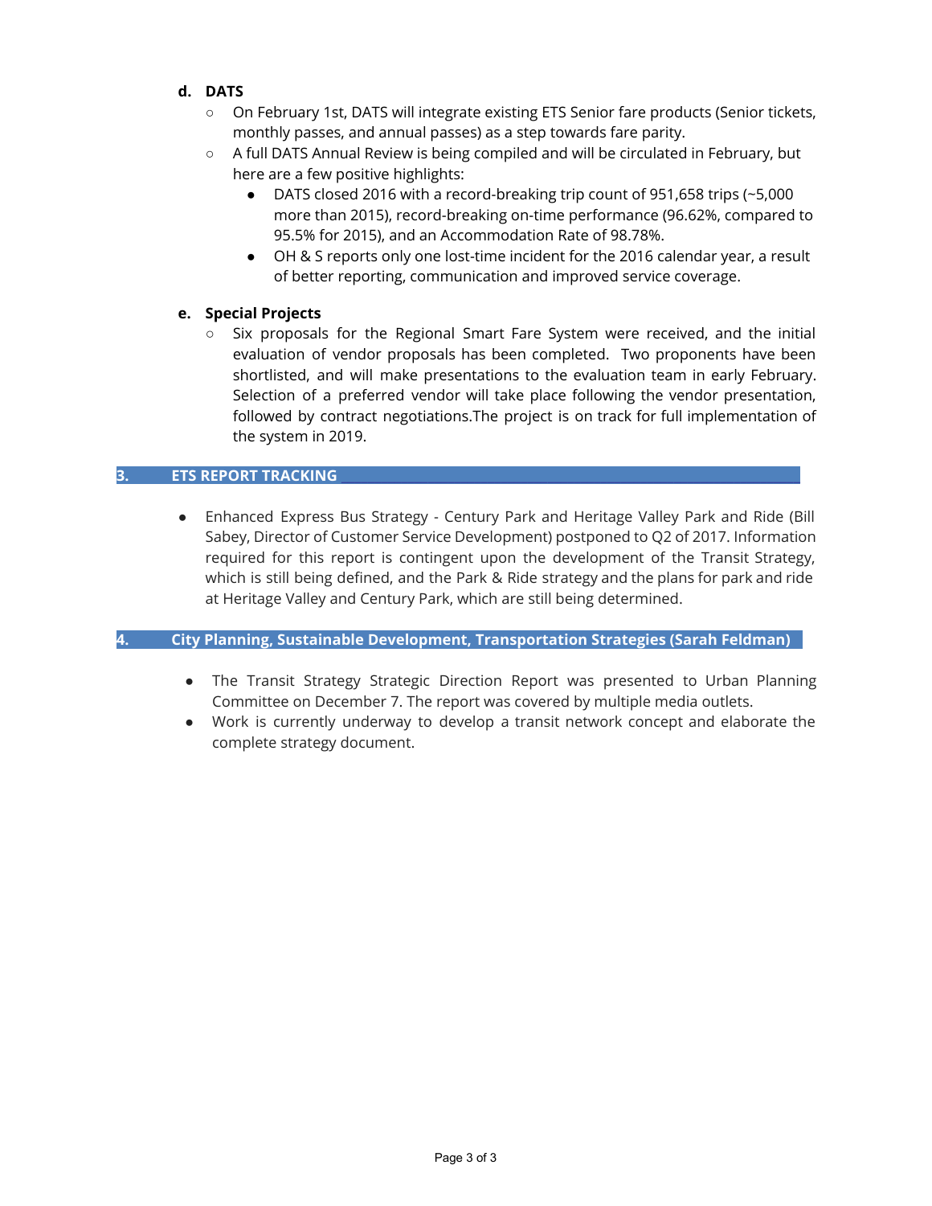**d. DATS**

- On February 1st, DATS will integrate existing ETS Senior fare products (Senior tickets, monthly passes, and annual passes) as a step towards fare parity.
- A full DATS Annual Review is being compiled and will be circulated in February, but here are a few positive highlights:
  - DATS closed 2016 with a record-breaking trip count of 951,658 trips (~5,000 more than 2015), record-breaking on-time performance (96.62%, compared to 95.5% for 2015), and an Accommodation Rate of 98.78%.
  - OH & S reports only one lost-time incident for the 2016 calendar year, a result of better reporting, communication and improved service coverage.

**e. Special Projects**

- Six proposals for the Regional Smart Fare System were received, and the initial evaluation of vendor proposals has been completed. Two proponents have been shortlisted, and will make presentations to the evaluation team in early February. Selection of a preferred vendor will take place following the vendor presentation, followed by contract negotiations.The project is on track for full implementation of the system in 2019.

## 3. ETS REPORT TRACKING

- Enhanced Express Bus Strategy - Century Park and Heritage Valley Park and Ride (Bill Sabey, Director of Customer Service Development) postponed to Q2 of 2017. Information required for this report is contingent upon the development of the Transit Strategy, which is still being defined, and the Park & Ride strategy and the plans for park and ride at Heritage Valley and Century Park, which are still being determined.

## 4. City Planning, Sustainable Development, Transportation Strategies (Sarah Feldman)

- The Transit Strategy Strategic Direction Report was presented to Urban Planning Committee on December 7. The report was covered by multiple media outlets.
- Work is currently underway to develop a transit network concept and elaborate the complete strategy document.